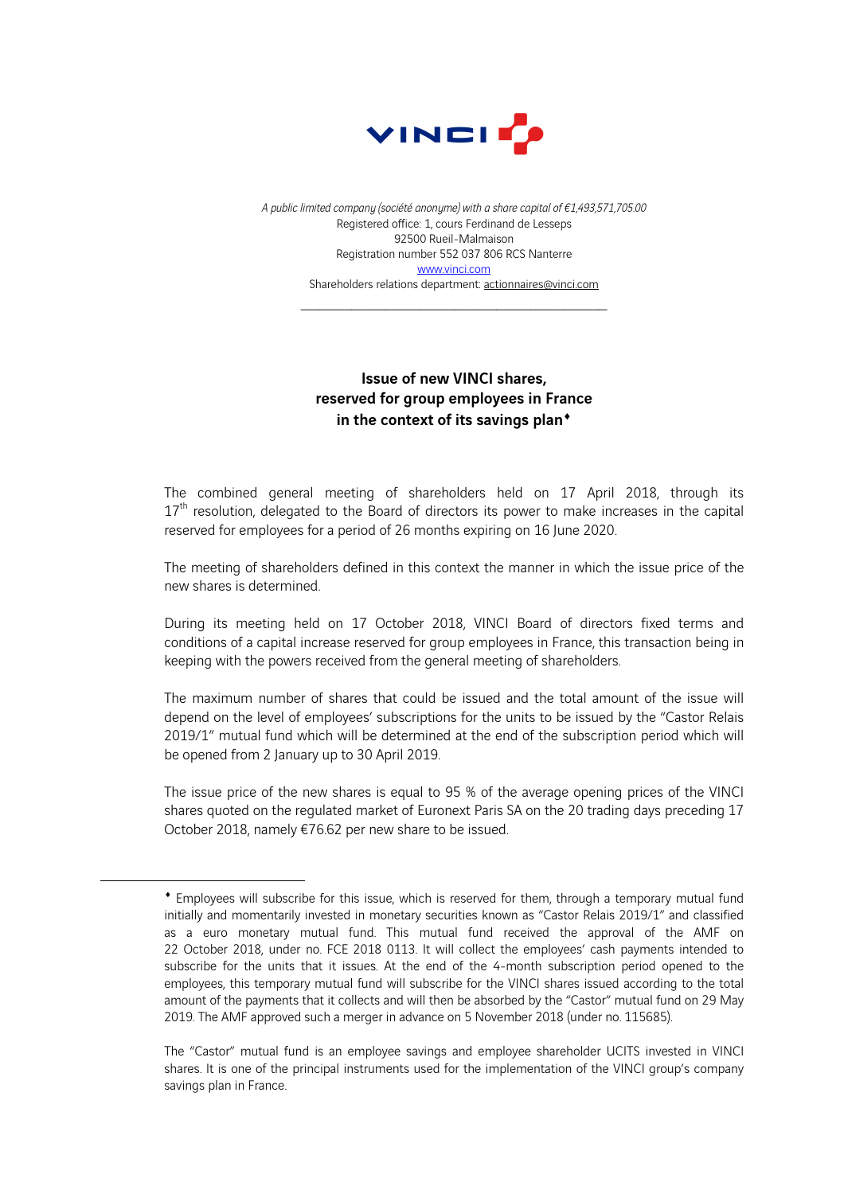*A public limited company (société anonyme) with a share capital of €1,493,571,705.00*
Registered office: 1, cours Ferdinand de Lesseps
92500 Rueil-Malmaison
Registration number 552 037 806 RCS Nanterre
www.vinci.com
Shareholders relations department: actionnaires@vinci.com

---

**Issue of new VINCI shares,
reserved for group employees in France
in the context of its savings plan♦**

The combined general meeting of shareholders held on 17 April 2018, through its 17th resolution, delegated to the Board of directors its power to make increases in the capital reserved for employees for a period of 26 months expiring on 16 June 2020.

The meeting of shareholders defined in this context the manner in which the issue price of the new shares is determined.

During its meeting held on 17 October 2018, VINCI Board of directors fixed terms and conditions of a capital increase reserved for group employees in France, this transaction being in keeping with the powers received from the general meeting of shareholders.

The maximum number of shares that could be issued and the total amount of the issue will depend on the level of employees' subscriptions for the units to be issued by the "Castor Relais 2019/1" mutual fund which will be determined at the end of the subscription period which will be opened from 2 January up to 30 April 2019.

The issue price of the new shares is equal to 95 % of the average opening prices of the VINCI shares quoted on the regulated market of Euronext Paris SA on the 20 trading days preceding 17 October 2018, namely €76.62 per new share to be issued.

---

♦ Employees will subscribe for this issue, which is reserved for them, through a temporary mutual fund initially and momentarily invested in monetary securities known as "Castor Relais 2019/1" and classified as a euro monetary mutual fund. This mutual fund received the approval of the AMF on 22 October 2018, under no. FCE 2018 0113. It will collect the employees' cash payments intended to subscribe for the units that it issues. At the end of the 4-month subscription period opened to the employees, this temporary mutual fund will subscribe for the VINCI shares issued according to the total amount of the payments that it collects and will then be absorbed by the "Castor" mutual fund on 29 May 2019. The AMF approved such a merger in advance on 5 November 2018 (under no. 115685).

The "Castor" mutual fund is an employee savings and employee shareholder UCITS invested in VINCI shares. It is one of the principal instruments used for the implementation of the VINCI group's company savings plan in France.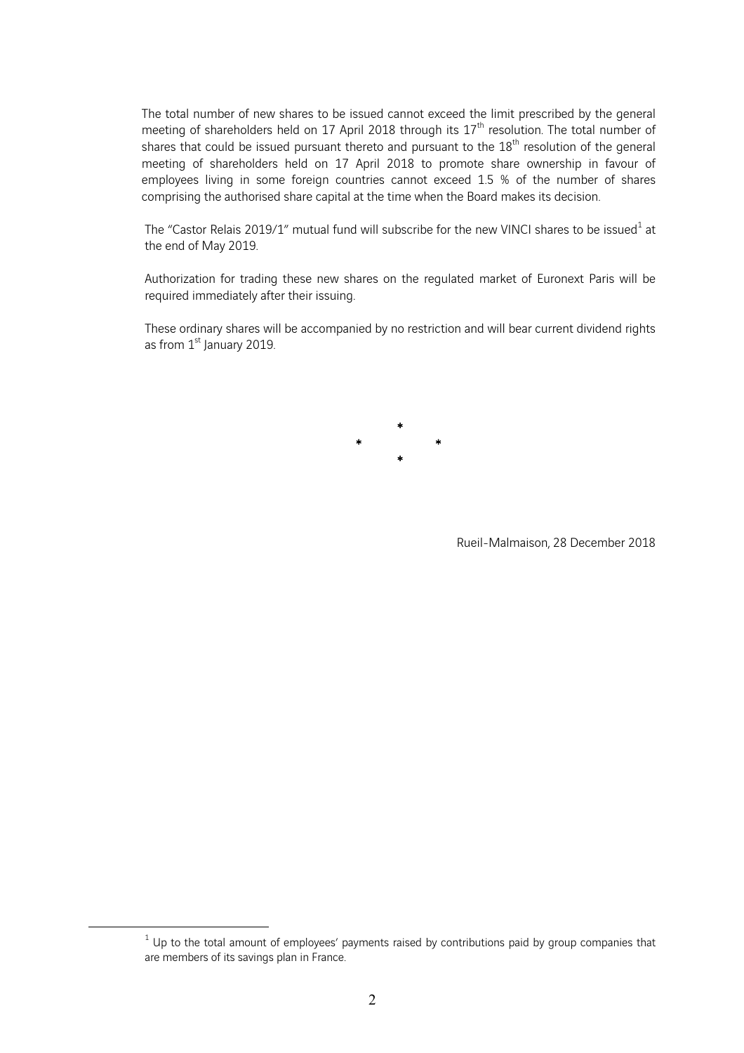The total number of new shares to be issued cannot exceed the limit prescribed by the general meeting of shareholders held on 17 April 2018 through its 17th resolution. The total number of shares that could be issued pursuant thereto and pursuant to the 18th resolution of the general meeting of shareholders held on 17 April 2018 to promote share ownership in favour of employees living in some foreign countries cannot exceed 1.5 % of the number of shares comprising the authorised share capital at the time when the Board makes its decision.

The "Castor Relais 2019/1" mutual fund will subscribe for the new VINCI shares to be issued[1] at the end of May 2019.

Authorization for trading these new shares on the regulated market of Euronext Paris will be required immediately after their issuing.

These ordinary shares will be accompanied by no restriction and will bear current dividend rights as from 1st January 2019.

\*

\* \*

\*

Rueil-Malmaison, 28 December 2018

[1] Up to the total amount of employees' payments raised by contributions paid by group companies that are members of its savings plan in France.